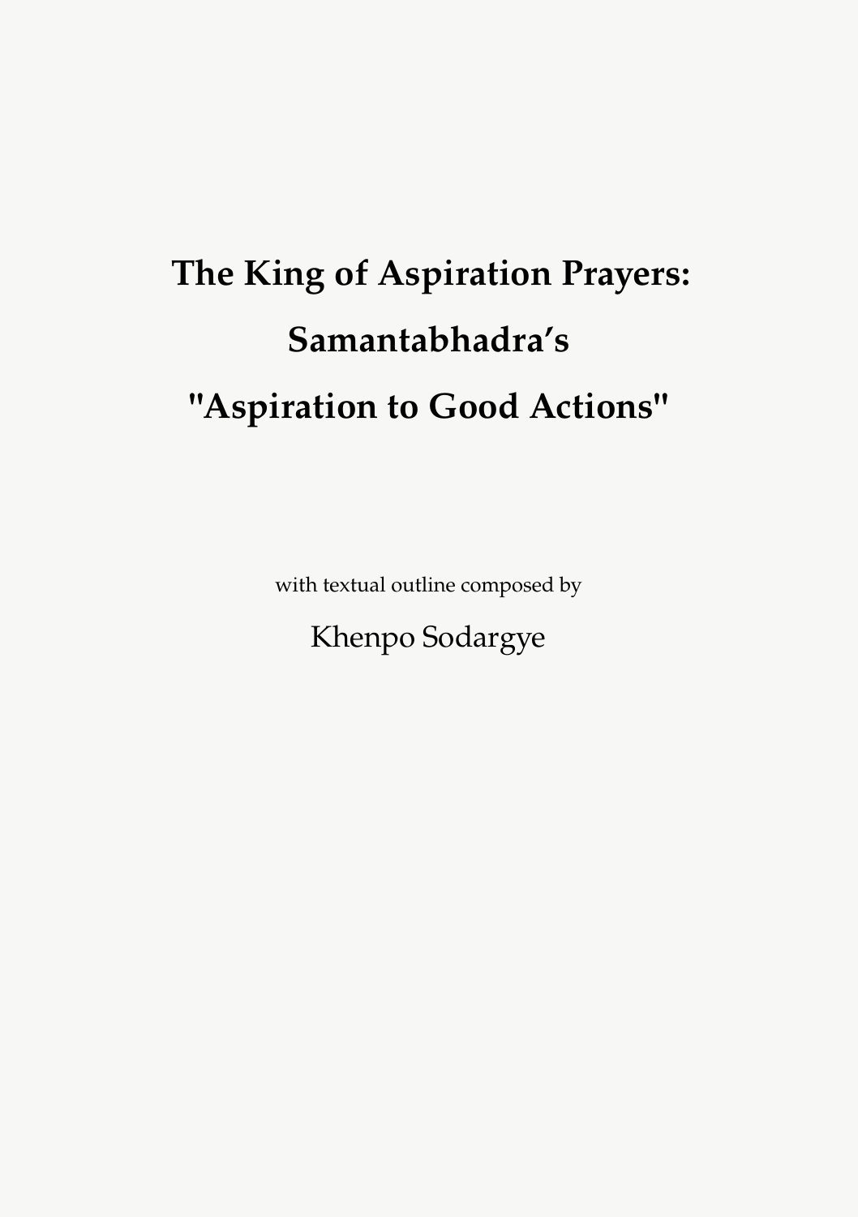# The King of Aspiration Prayers: Samantabhadra’s "Aspiration to Good Actions"

with textual outline composed by

Khenpo Sodargye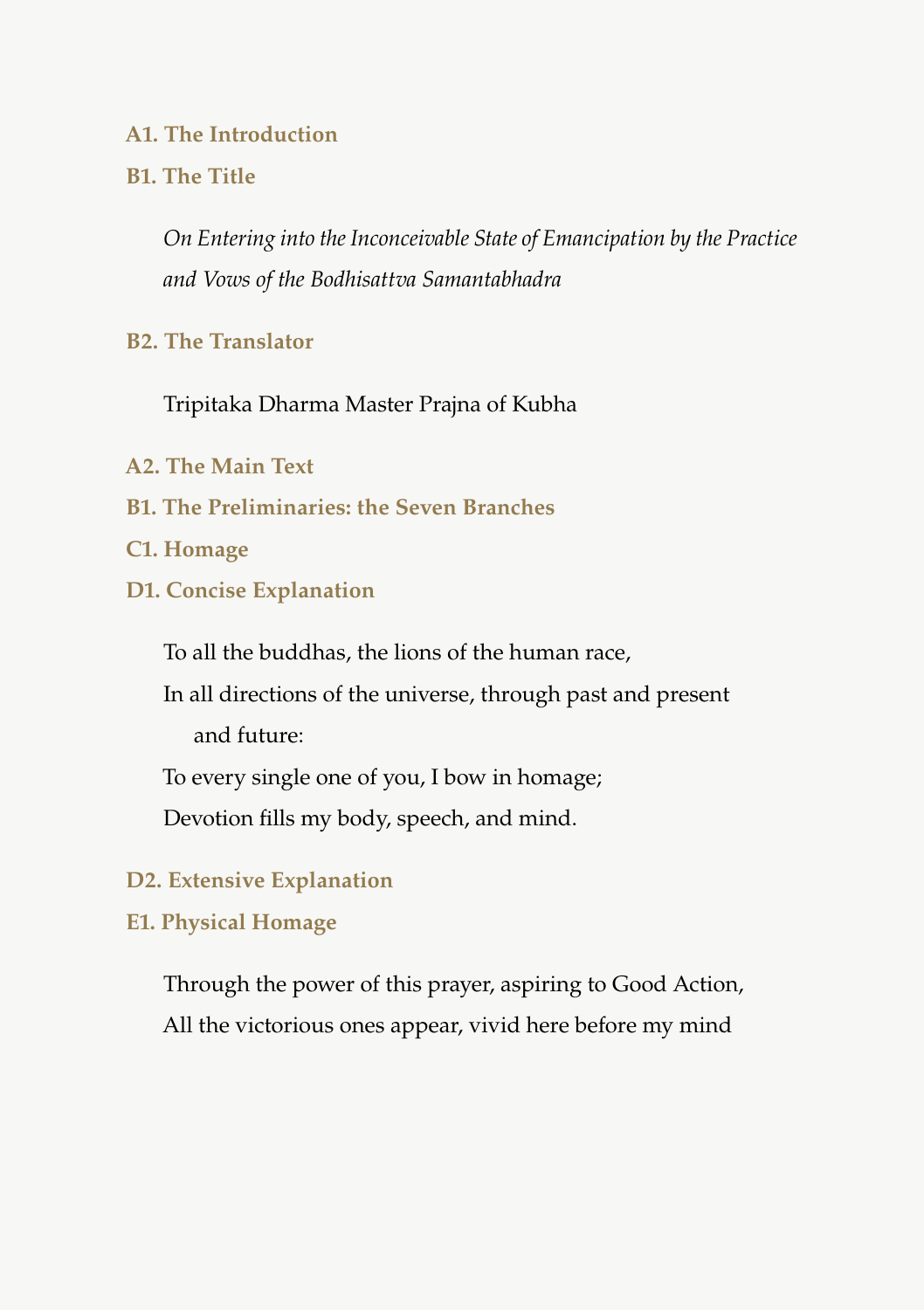**A1. The Introduction**

**B1. The Title**

*On Entering into the Inconceivable State of Emancipation by the Practice and Vows of the Bodhisattva Samantabhadra*

**B2. The Translator**

Tripitaka Dharma Master Prajna of Kubha

**A2. The Main Text**

**B1. The Preliminaries: the Seven Branches**

**C1. Homage**

**D1. Concise Explanation**

To all the buddhas, the lions of the human race,
In all directions of the universe, through past and present and future:
To every single one of you, I bow in homage;
Devotion fills my body, speech, and mind.

**D2. Extensive Explanation**

**E1. Physical Homage**

Through the power of this prayer, aspiring to Good Action,
All the victorious ones appear, vivid here before my mind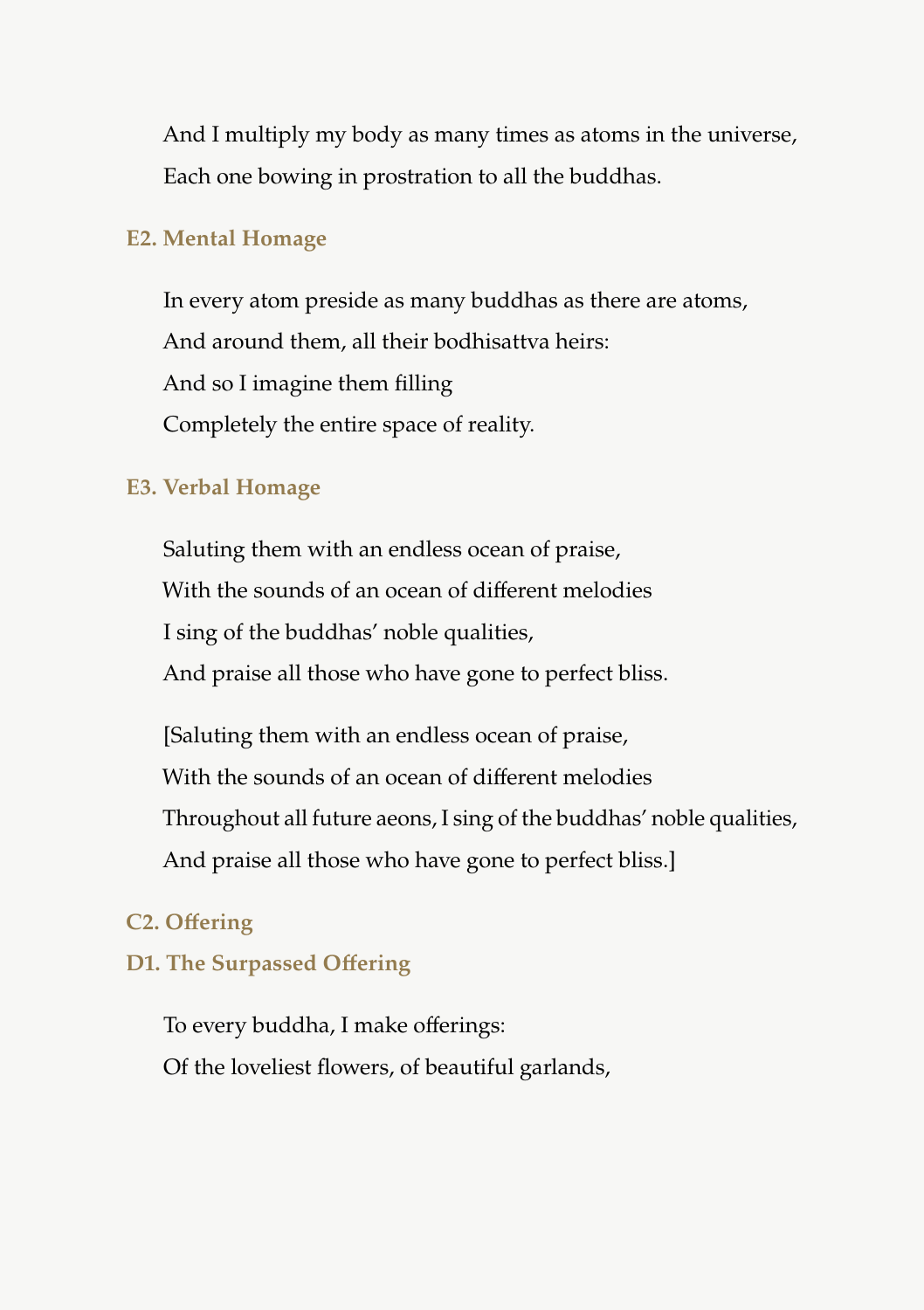And I multiply my body as many times as atoms in the universe,
Each one bowing in prostration to all the buddhas.

### E2. Mental Homage

In every atom preside as many buddhas as there are atoms,
And around them, all their bodhisattva heirs:
And so I imagine them filling
Completely the entire space of reality.

### E3. Verbal Homage

Saluting them with an endless ocean of praise,
With the sounds of an ocean of different melodies
I sing of the buddhas' noble qualities,
And praise all those who have gone to perfect bliss.

[Saluting them with an endless ocean of praise,
With the sounds of an ocean of different melodies
Throughout all future aeons, I sing of the buddhas' noble qualities,
And praise all those who have gone to perfect bliss.]

### C2. Offering

### D1. The Surpassed Offering

To every buddha, I make offerings:
Of the loveliest flowers, of beautiful garlands,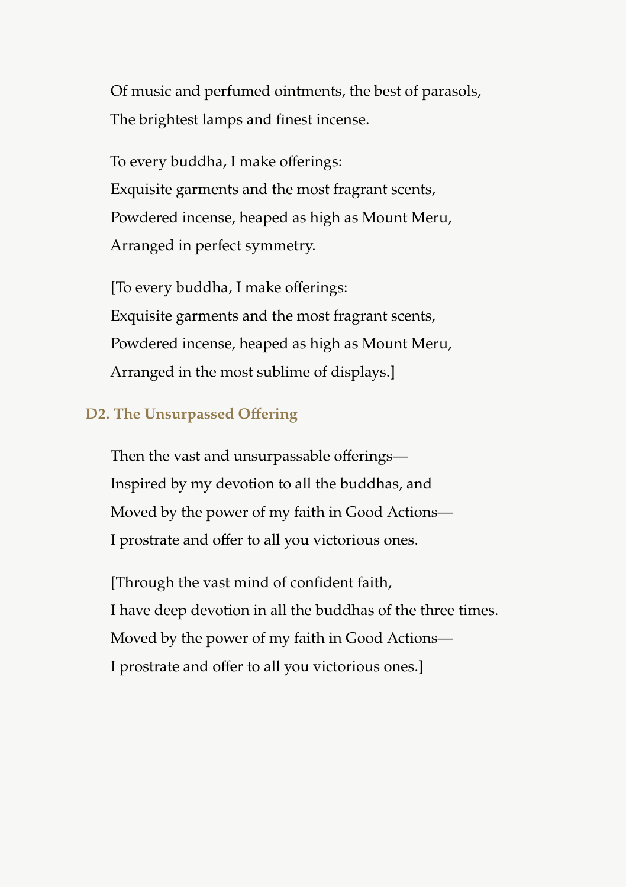Of music and perfumed ointments, the best of parasols,
The brightest lamps and finest incense.

To every buddha, I make offerings:
Exquisite garments and the most fragrant scents,
Powdered incense, heaped as high as Mount Meru,
Arranged in perfect symmetry.

[To every buddha, I make offerings:
Exquisite garments and the most fragrant scents,
Powdered incense, heaped as high as Mount Meru,
Arranged in the most sublime of displays.]

### D2. The Unsurpassed Offering

Then the vast and unsurpassable offerings—
Inspired by my devotion to all the buddhas, and
Moved by the power of my faith in Good Actions—
I prostrate and offer to all you victorious ones.

[Through the vast mind of confident faith,
I have deep devotion in all the buddhas of the three times.
Moved by the power of my faith in Good Actions—
I prostrate and offer to all you victorious ones.]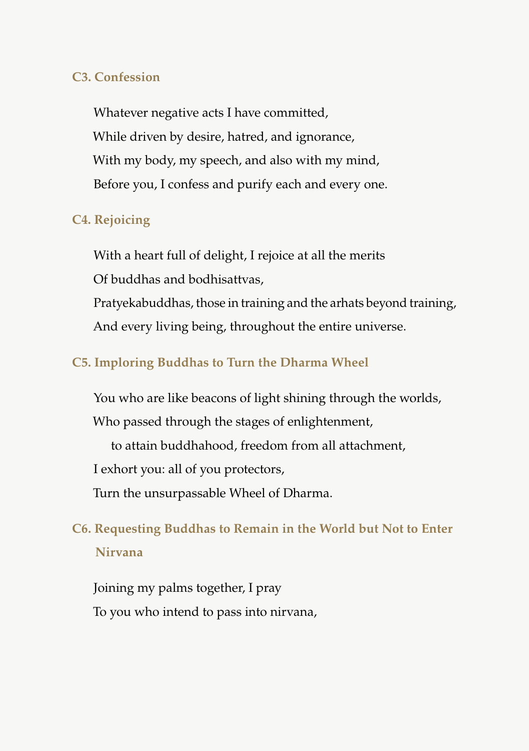### C3. Confession

Whatever negative acts I have committed,
While driven by desire, hatred, and ignorance,
With my body, my speech, and also with my mind,
Before you, I confess and purify each and every one.

### C4. Rejoicing

With a heart full of delight, I rejoice at all the merits
Of buddhas and bodhisattvas,
Pratyekabuddhas, those in training and the arhats beyond training,
And every living being, throughout the entire universe.

### C5. Imploring Buddhas to Turn the Dharma Wheel

You who are like beacons of light shining through the worlds,
Who passed through the stages of enlightenment,
  to attain buddhahood, freedom from all attachment,
I exhort you: all of you protectors,
Turn the unsurpassable Wheel of Dharma.

### C6. Requesting Buddhas to Remain in the World but Not to Enter Nirvana

Joining my palms together, I pray
To you who intend to pass into nirvana,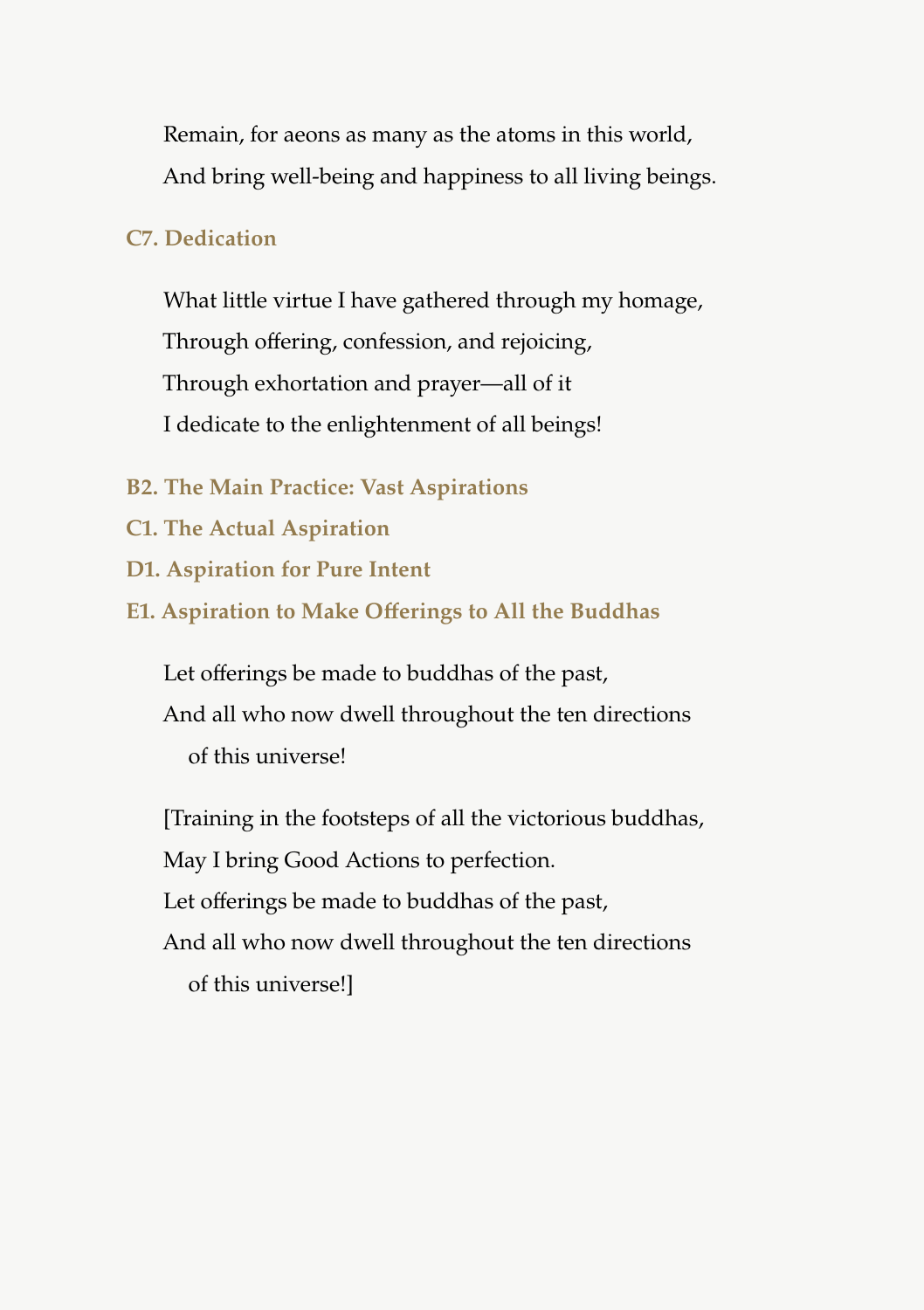Remain, for aeons as many as the atoms in this world,
And bring well-being and happiness to all living beings.

### C7. Dedication

What little virtue I have gathered through my homage,
Through offering, confession, and rejoicing,
Through exhortation and prayer—all of it
I dedicate to the enlightenment of all beings!

### B2. The Main Practice: Vast Aspirations

### C1. The Actual Aspiration

### D1. Aspiration for Pure Intent

### E1. Aspiration to Make Offerings to All the Buddhas

Let offerings be made to buddhas of the past,
And all who now dwell throughout the ten directions
of this universe!

[Training in the footsteps of all the victorious buddhas,
May I bring Good Actions to perfection.
Let offerings be made to buddhas of the past,
And all who now dwell throughout the ten directions
of this universe!]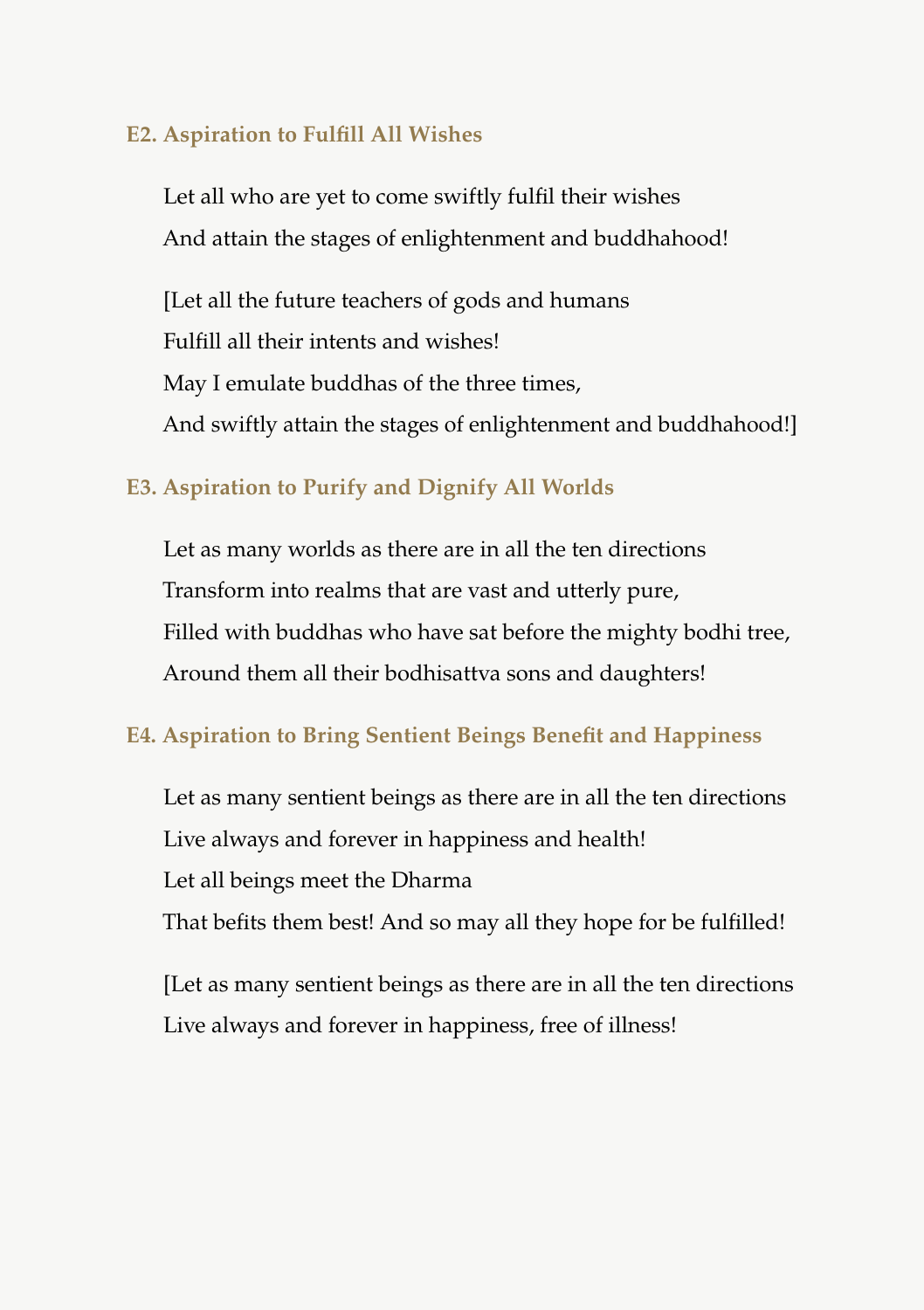### E2. Aspiration to Fulfill All Wishes

Let all who are yet to come swiftly fulfil their wishes
And attain the stages of enlightenment and buddhahood!

[Let all the future teachers of gods and humans
Fulfill all their intents and wishes!
May I emulate buddhas of the three times,
And swiftly attain the stages of enlightenment and buddhahood!]

### E3. Aspiration to Purify and Dignify All Worlds

Let as many worlds as there are in all the ten directions
Transform into realms that are vast and utterly pure,
Filled with buddhas who have sat before the mighty bodhi tree,
Around them all their bodhisattva sons and daughters!

### E4. Aspiration to Bring Sentient Beings Benefit and Happiness

Let as many sentient beings as there are in all the ten directions
Live always and forever in happiness and health!
Let all beings meet the Dharma
That befits them best! And so may all they hope for be fulfilled!

[Let as many sentient beings as there are in all the ten directions
Live always and forever in happiness, free of illness!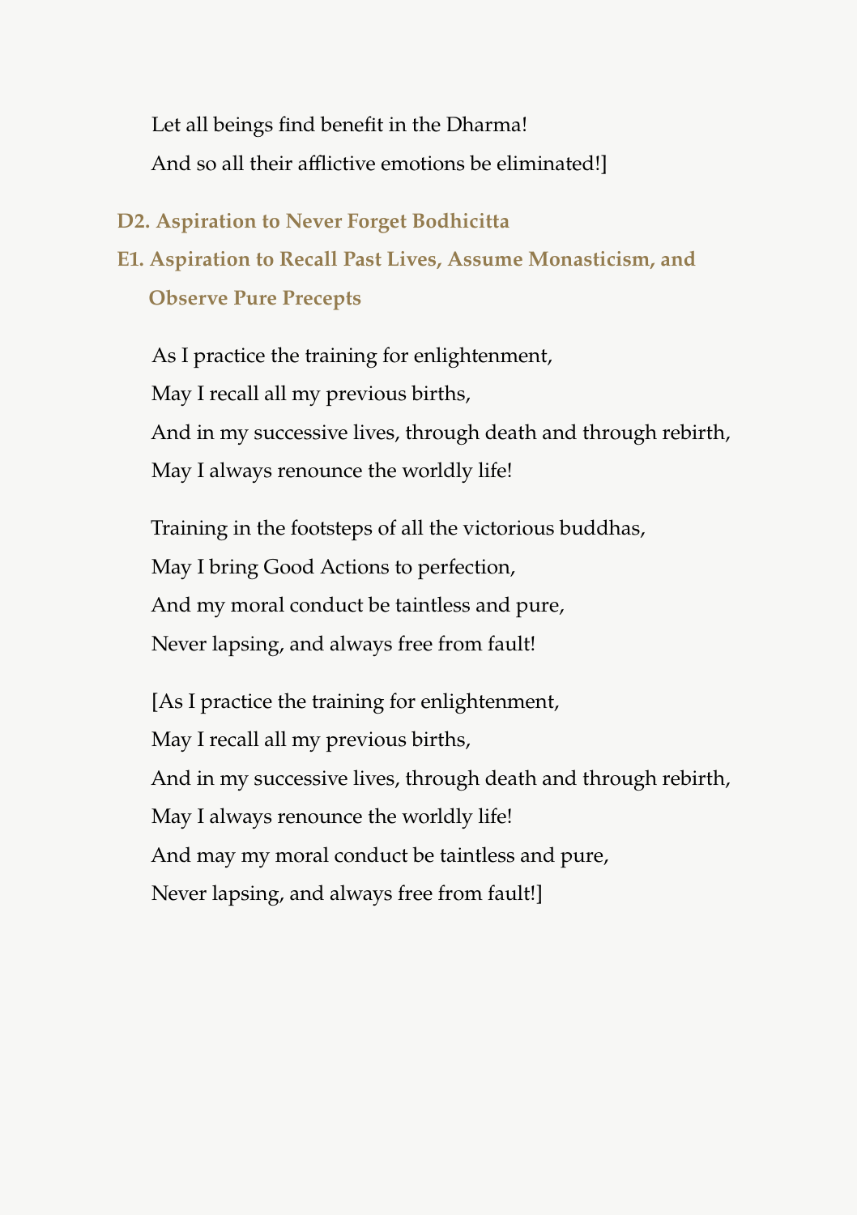Let all beings find benefit in the Dharma!
And so all their afflictive emotions be eliminated!]

### D2. Aspiration to Never Forget Bodhicitta

### E1. Aspiration to Recall Past Lives, Assume Monasticism, and Observe Pure Precepts

As I practice the training for enlightenment,
May I recall all my previous births,
And in my successive lives, through death and through rebirth,
May I always renounce the worldly life!

Training in the footsteps of all the victorious buddhas,
May I bring Good Actions to perfection,
And my moral conduct be taintless and pure,
Never lapsing, and always free from fault!

[As I practice the training for enlightenment,
May I recall all my previous births,
And in my successive lives, through death and through rebirth,
May I always renounce the worldly life!
And may my moral conduct be taintless and pure,
Never lapsing, and always free from fault!]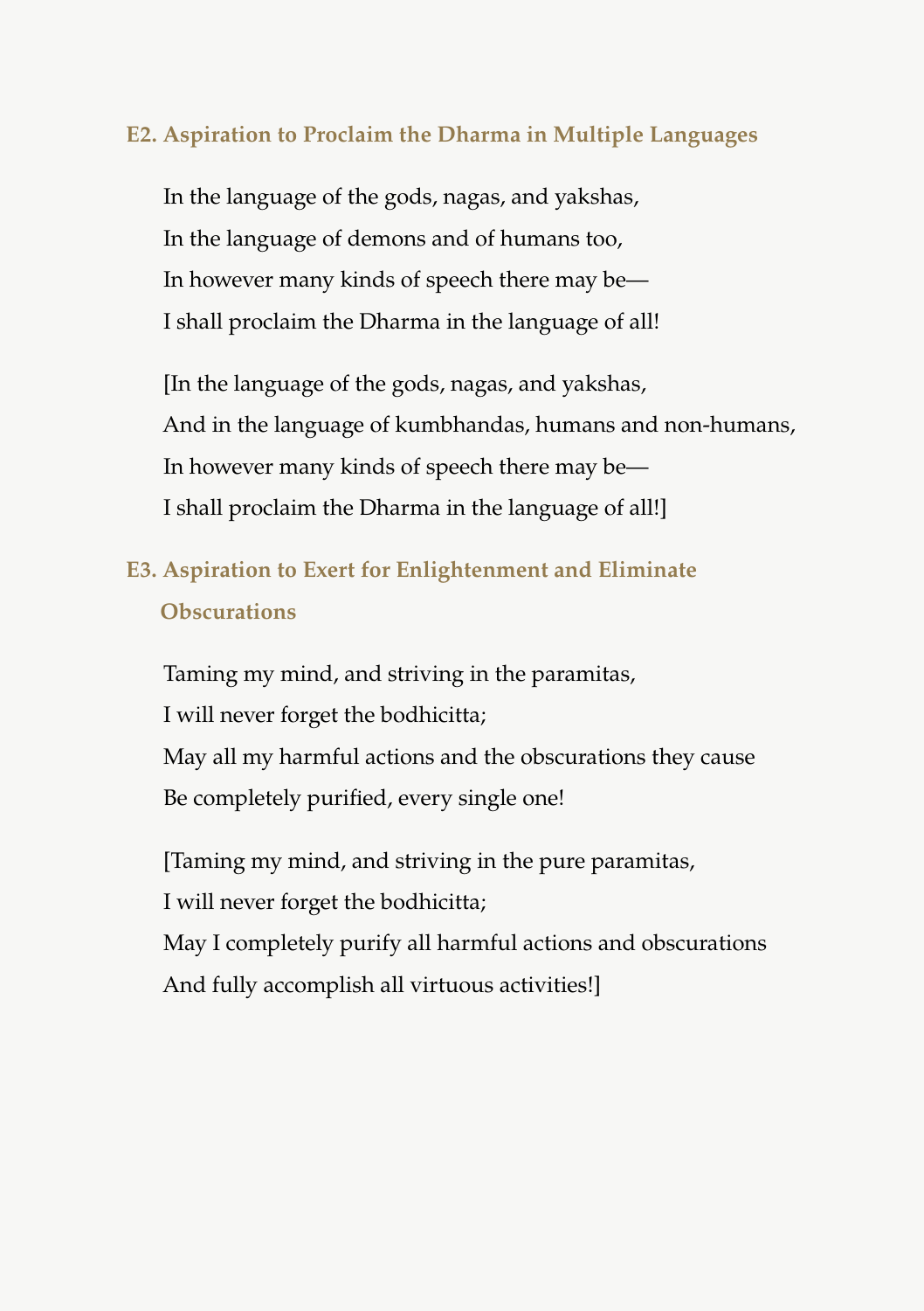### E2. Aspiration to Proclaim the Dharma in Multiple Languages

In the language of the gods, nagas, and yakshas,
In the language of demons and of humans too,
In however many kinds of speech there may be—
I shall proclaim the Dharma in the language of all!

[In the language of the gods, nagas, and yakshas,
And in the language of kumbhandas, humans and non-humans,
In however many kinds of speech there may be—
I shall proclaim the Dharma in the language of all!]

### E3. Aspiration to Exert for Enlightenment and Eliminate Obscurations

Taming my mind, and striving in the paramitas,
I will never forget the bodhicitta;
May all my harmful actions and the obscurations they cause
Be completely purified, every single one!

[Taming my mind, and striving in the pure paramitas,
I will never forget the bodhicitta;
May I completely purify all harmful actions and obscurations
And fully accomplish all virtuous activities!]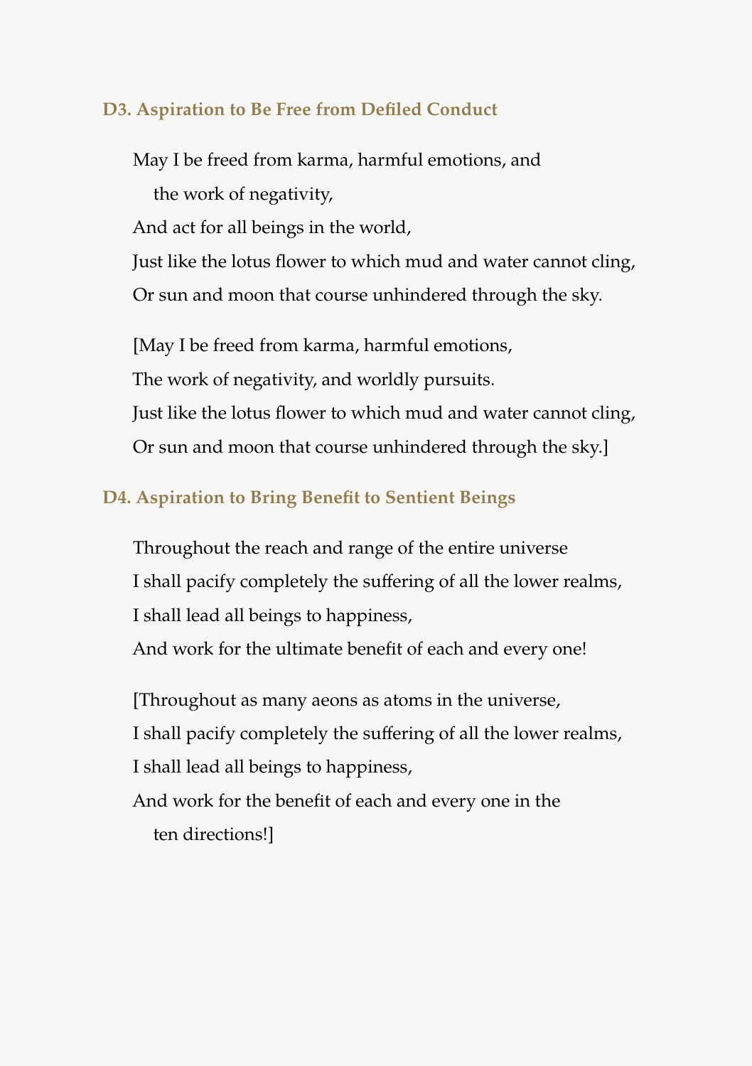### D3. Aspiration to Be Free from Defiled Conduct

May I be freed from karma, harmful emotions, and
the work of negativity,
And act for all beings in the world,
Just like the lotus flower to which mud and water cannot cling,
Or sun and moon that course unhindered through the sky.

[May I be freed from karma, harmful emotions,
The work of negativity, and worldly pursuits.
Just like the lotus flower to which mud and water cannot cling,
Or sun and moon that course unhindered through the sky.]

### D4. Aspiration to Bring Benefit to Sentient Beings

Throughout the reach and range of the entire universe
I shall pacify completely the suffering of all the lower realms,
I shall lead all beings to happiness,
And work for the ultimate benefit of each and every one!

[Throughout as many aeons as atoms in the universe,
I shall pacify completely the suffering of all the lower realms,
I shall lead all beings to happiness,
And work for the benefit of each and every one in the
ten directions!]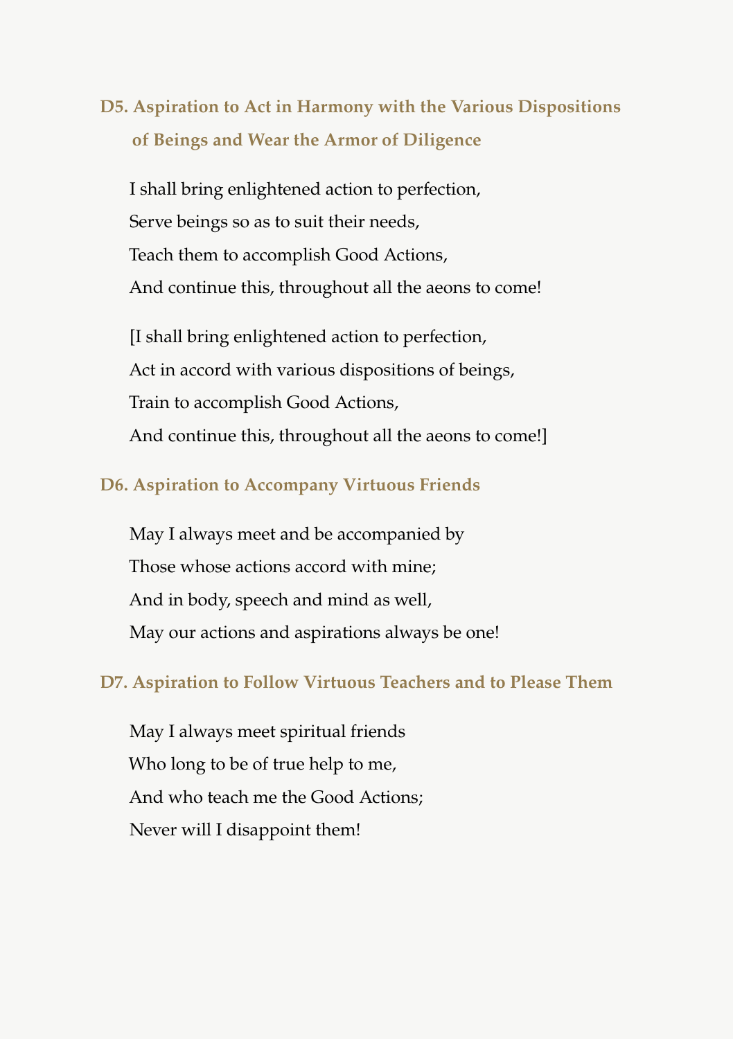### D5. Aspiration to Act in Harmony with the Various Dispositions of Beings and Wear the Armor of Diligence

I shall bring enlightened action to perfection,  
Serve beings so as to suit their needs,  
Teach them to accomplish Good Actions,  
And continue this, throughout all the aeons to come!

[I shall bring enlightened action to perfection,  
Act in accord with various dispositions of beings,  
Train to accomplish Good Actions,  
And continue this, throughout all the aeons to come!]

### D6. Aspiration to Accompany Virtuous Friends

May I always meet and be accompanied by  
Those whose actions accord with mine;  
And in body, speech and mind as well,  
May our actions and aspirations always be one!

### D7. Aspiration to Follow Virtuous Teachers and to Please Them

May I always meet spiritual friends  
Who long to be of true help to me,  
And who teach me the Good Actions;  
Never will I disappoint them!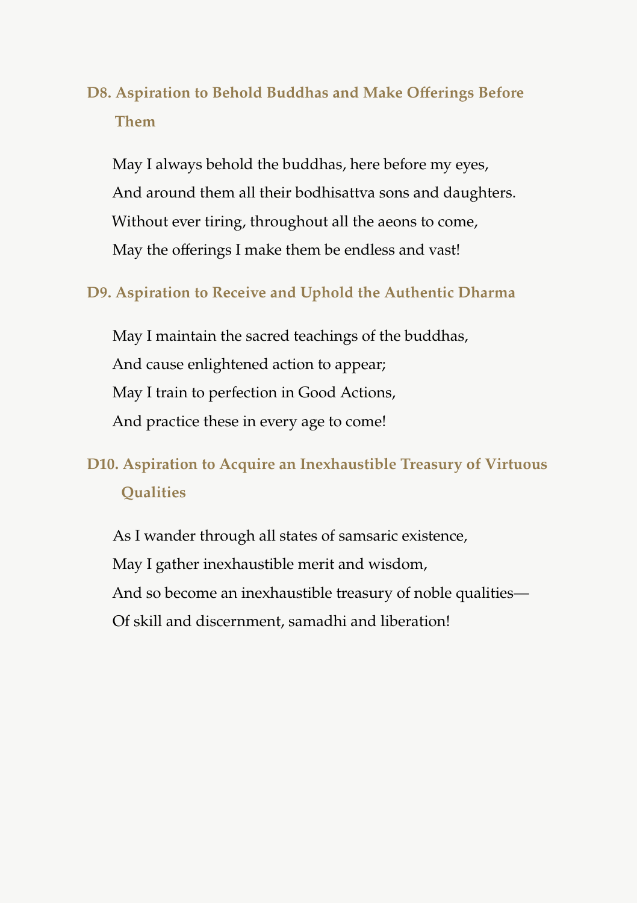### D8. Aspiration to Behold Buddhas and Make Offerings Before Them

May I always behold the buddhas, here before my eyes,
And around them all their bodhisattva sons and daughters.
Without ever tiring, throughout all the aeons to come,
May the offerings I make them be endless and vast!

### D9. Aspiration to Receive and Uphold the Authentic Dharma

May I maintain the sacred teachings of the buddhas,
And cause enlightened action to appear;
May I train to perfection in Good Actions,
And practice these in every age to come!

### D10. Aspiration to Acquire an Inexhaustible Treasury of Virtuous Qualities

As I wander through all states of samsaric existence,
May I gather inexhaustible merit and wisdom,
And so become an inexhaustible treasury of noble qualities—
Of skill and discernment, samadhi and liberation!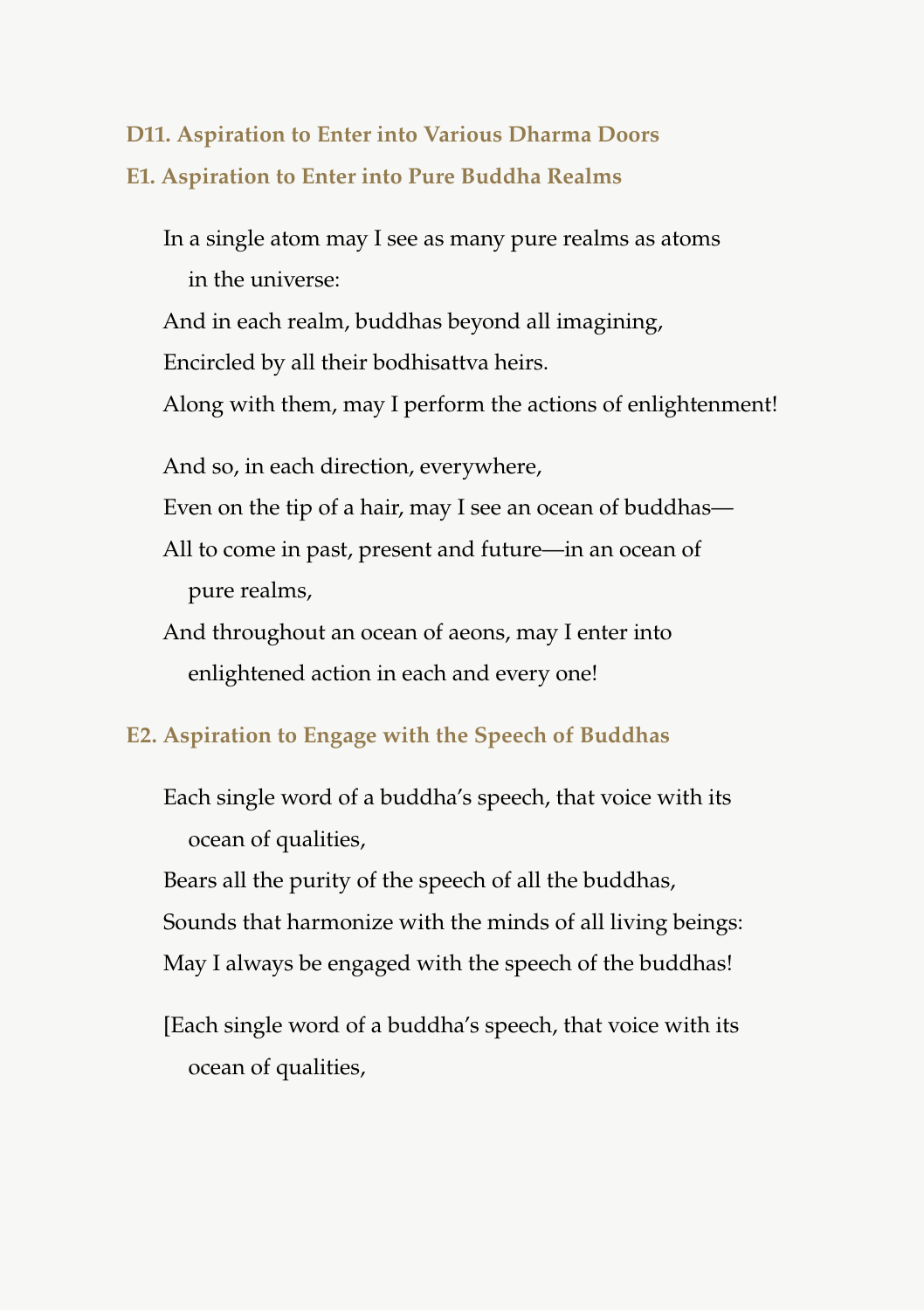### D11. Aspiration to Enter into Various Dharma Doors

### E1. Aspiration to Enter into Pure Buddha Realms

In a single atom may I see as many pure realms as atoms in the universe:
And in each realm, buddhas beyond all imagining,
Encircled by all their bodhisattva heirs.
Along with them, may I perform the actions of enlightenment!

And so, in each direction, everywhere,
Even on the tip of a hair, may I see an ocean of buddhas—
All to come in past, present and future—in an ocean of pure realms,
And throughout an ocean of aeons, may I enter into enlightened action in each and every one!

### E2. Aspiration to Engage with the Speech of Buddhas

Each single word of a buddha's speech, that voice with its ocean of qualities,
Bears all the purity of the speech of all the buddhas,
Sounds that harmonize with the minds of all living beings:
May I always be engaged with the speech of the buddhas!

[Each single word of a buddha's speech, that voice with its ocean of qualities,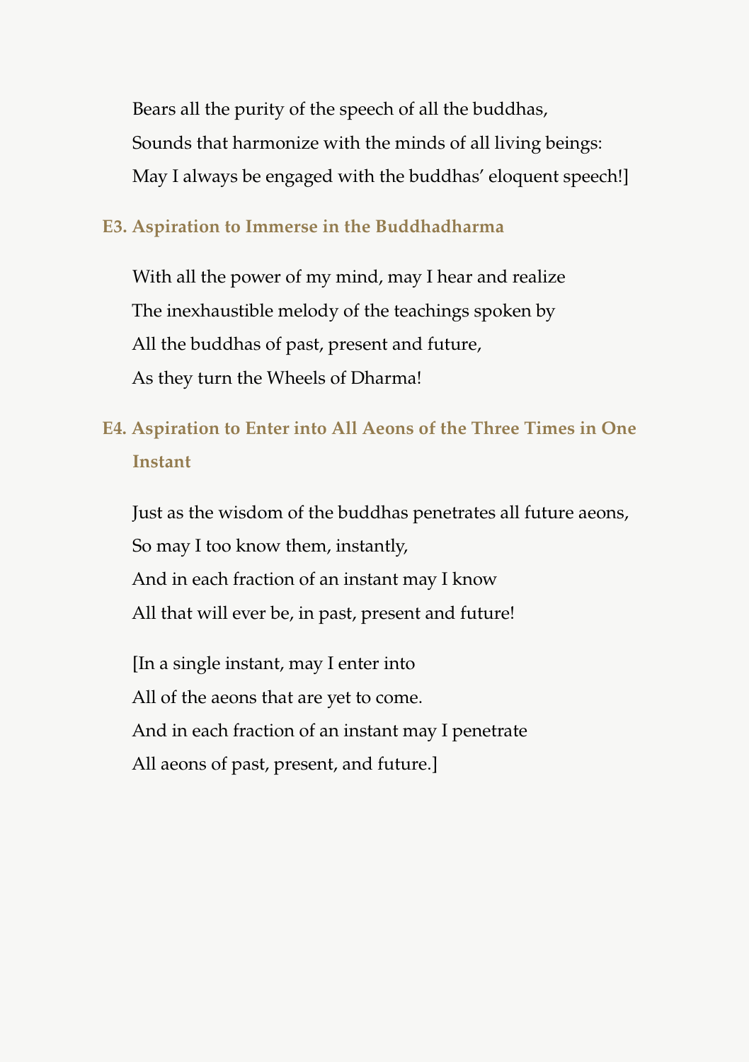Bears all the purity of the speech of all the buddhas,  
Sounds that harmonize with the minds of all living beings:  
May I always be engaged with the buddhas' eloquent speech!]

### E3. Aspiration to Immerse in the Buddhadharma

With all the power of my mind, may I hear and realize  
The inexhaustible melody of the teachings spoken by  
All the buddhas of past, present and future,  
As they turn the Wheels of Dharma!

### E4. Aspiration to Enter into All Aeons of the Three Times in One Instant

Just as the wisdom of the buddhas penetrates all future aeons,  
So may I too know them, instantly,  
And in each fraction of an instant may I know  
All that will ever be, in past, present and future!

[In a single instant, may I enter into  
All of the aeons that are yet to come.  
And in each fraction of an instant may I penetrate  
All aeons of past, present, and future.]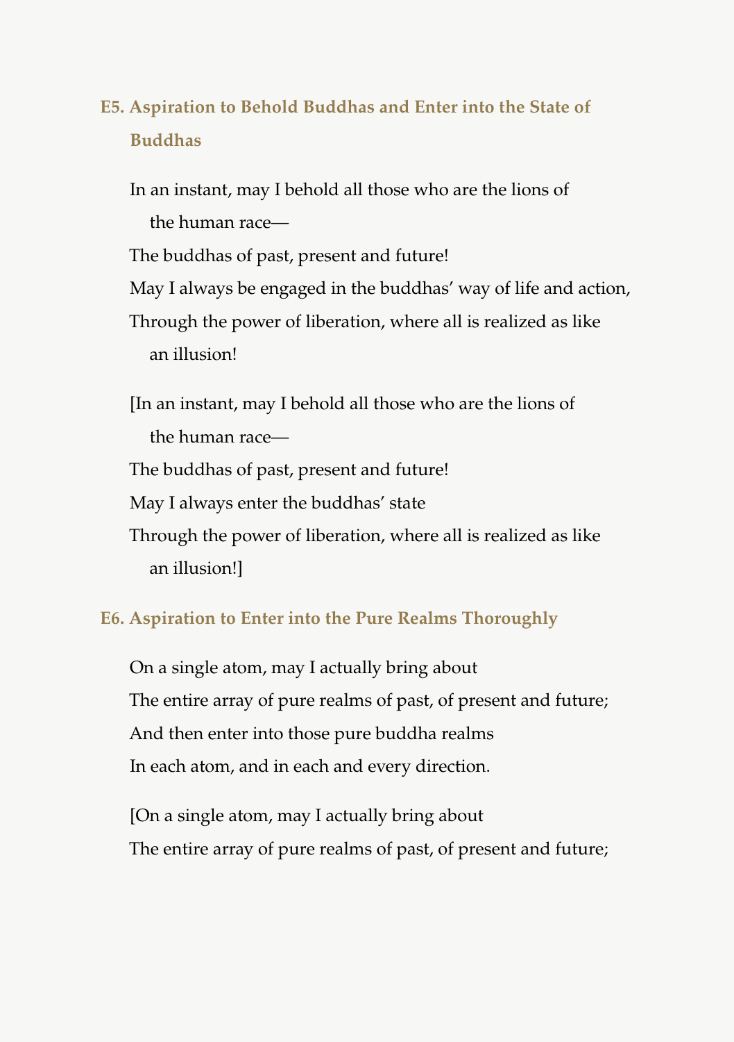### E5. Aspiration to Behold Buddhas and Enter into the State of Buddhas

In an instant, may I behold all those who are the lions of the human race—  
The buddhas of past, present and future!  
May I always be engaged in the buddhas' way of life and action,  
Through the power of liberation, where all is realized as like an illusion!

[In an instant, may I behold all those who are the lions of the human race—  
The buddhas of past, present and future!  
May I always enter the buddhas' state  
Through the power of liberation, where all is realized as like an illusion!]

### E6. Aspiration to Enter into the Pure Realms Thoroughly

On a single atom, may I actually bring about  
The entire array of pure realms of past, of present and future;  
And then enter into those pure buddha realms  
In each atom, and in each and every direction.

[On a single atom, may I actually bring about  
The entire array of pure realms of past, of present and future;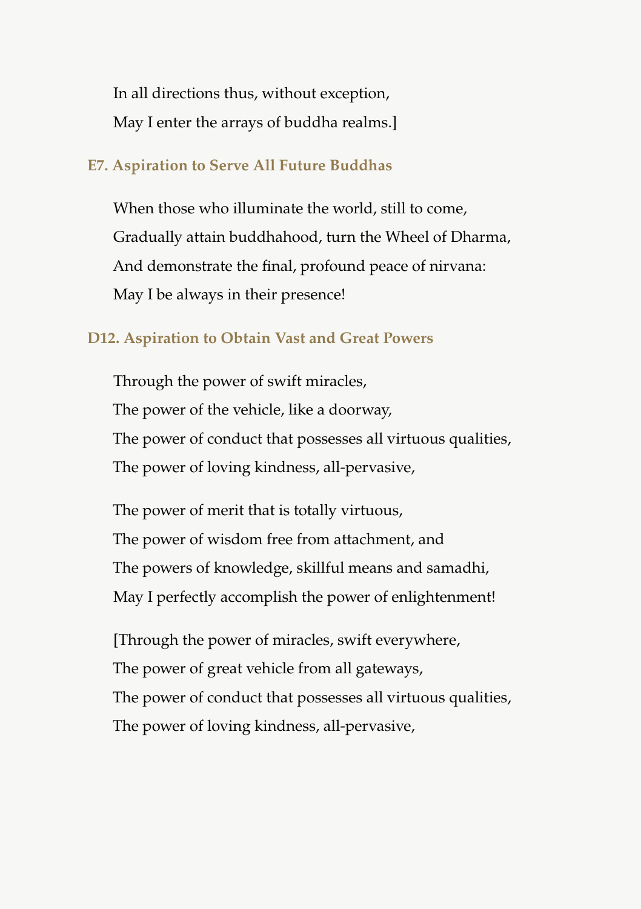In all directions thus, without exception,  
May I enter the arrays of buddha realms.]

### E7. Aspiration to Serve All Future Buddhas

When those who illuminate the world, still to come,  
Gradually attain buddhahood, turn the Wheel of Dharma,  
And demonstrate the final, profound peace of nirvana:  
May I be always in their presence!

### D12. Aspiration to Obtain Vast and Great Powers

Through the power of swift miracles,  
The power of the vehicle, like a doorway,  
The power of conduct that possesses all virtuous qualities,  
The power of loving kindness, all-pervasive,

The power of merit that is totally virtuous,  
The power of wisdom free from attachment, and  
The powers of knowledge, skillful means and samadhi,  
May I perfectly accomplish the power of enlightenment!

[Through the power of miracles, swift everywhere,  
The power of great vehicle from all gateways,  
The power of conduct that possesses all virtuous qualities,  
The power of loving kindness, all-pervasive,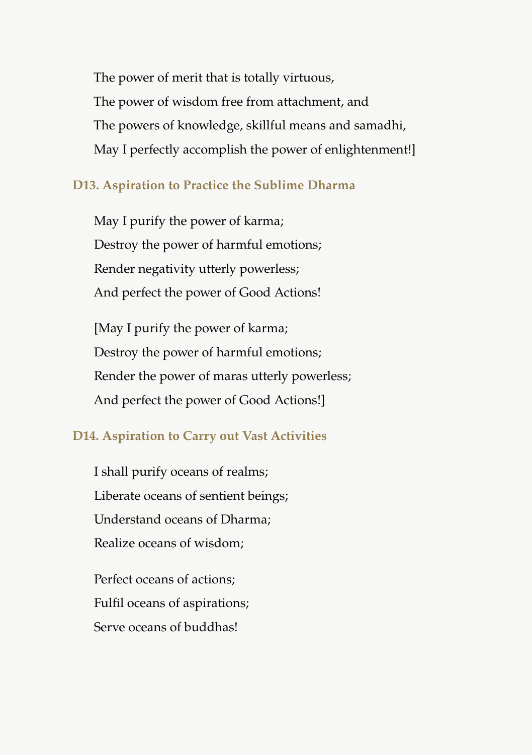The power of merit that is totally virtuous,
The power of wisdom free from attachment, and
The powers of knowledge, skillful means and samadhi,
May I perfectly accomplish the power of enlightenment!]

### D13. Aspiration to Practice the Sublime Dharma

May I purify the power of karma;
Destroy the power of harmful emotions;
Render negativity utterly powerless;
And perfect the power of Good Actions!

[May I purify the power of karma;
Destroy the power of harmful emotions;
Render the power of maras utterly powerless;
And perfect the power of Good Actions!]

### D14. Aspiration to Carry out Vast Activities

I shall purify oceans of realms;
Liberate oceans of sentient beings;
Understand oceans of Dharma;
Realize oceans of wisdom;

Perfect oceans of actions;
Fulfil oceans of aspirations;
Serve oceans of buddhas!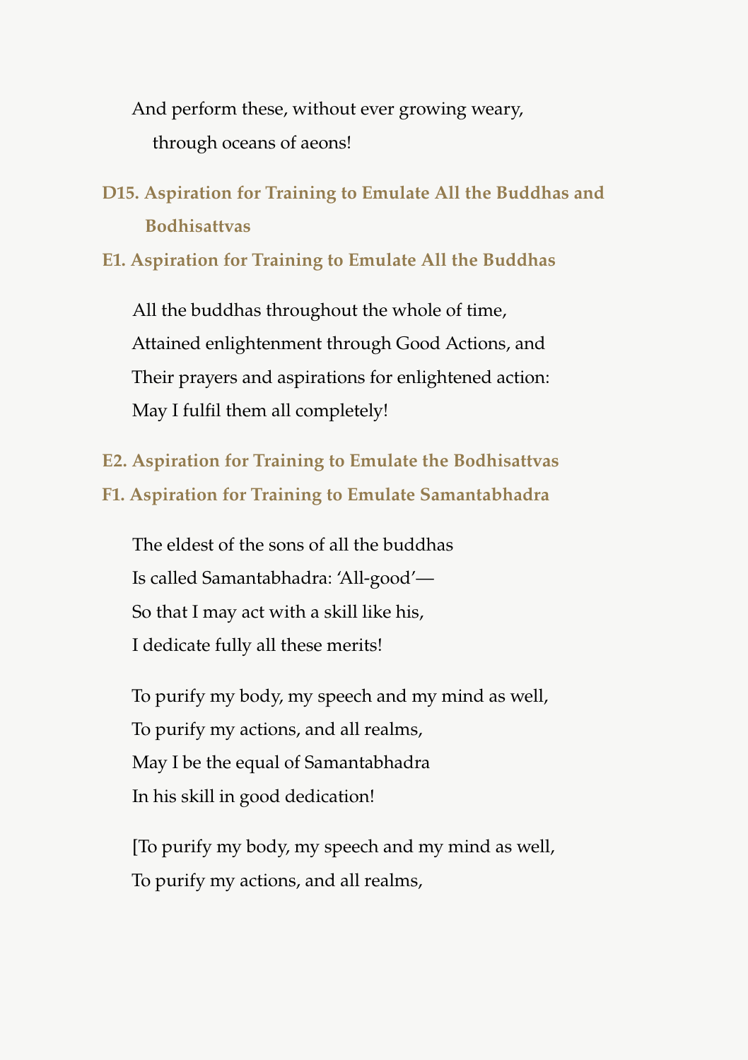And perform these, without ever growing weary,
through oceans of aeons!

### D15. Aspiration for Training to Emulate All the Buddhas and Bodhisattvas

### E1. Aspiration for Training to Emulate All the Buddhas

All the buddhas throughout the whole of time,
Attained enlightenment through Good Actions, and
Their prayers and aspirations for enlightened action:
May I fulfil them all completely!

### E2. Aspiration for Training to Emulate the Bodhisattvas

### F1. Aspiration for Training to Emulate Samantabhadra

The eldest of the sons of all the buddhas
Is called Samantabhadra: 'All-good'—
So that I may act with a skill like his,
I dedicate fully all these merits!

To purify my body, my speech and my mind as well,
To purify my actions, and all realms,
May I be the equal of Samantabhadra
In his skill in good dedication!

[To purify my body, my speech and my mind as well,
To purify my actions, and all realms,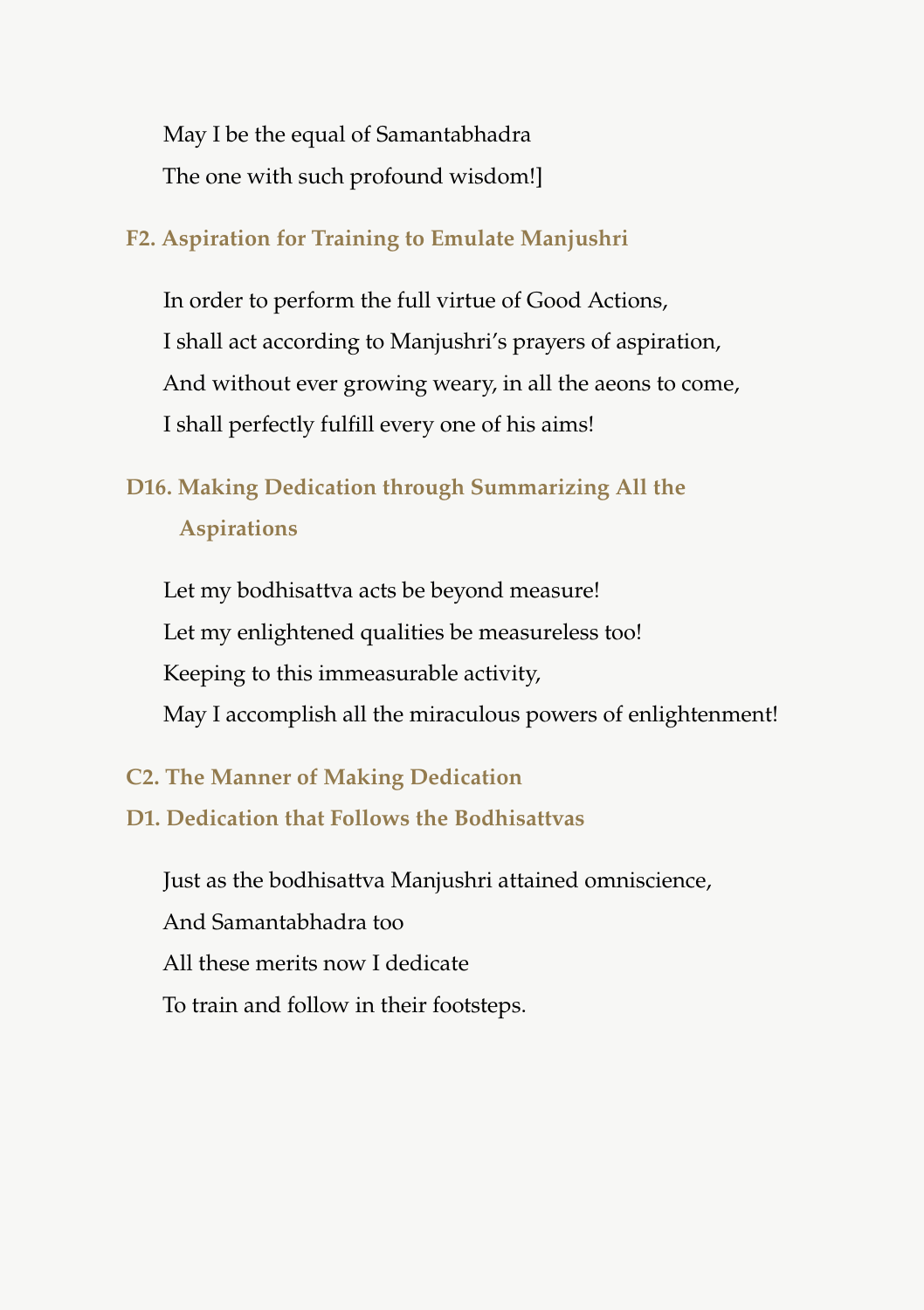May I be the equal of Samantabhadra

The one with such profound wisdom!]

### F2. Aspiration for Training to Emulate Manjushri

In order to perform the full virtue of Good Actions,

I shall act according to Manjushri's prayers of aspiration,

And without ever growing weary, in all the aeons to come,

I shall perfectly fulfill every one of his aims!

### D16. Making Dedication through Summarizing All the Aspirations

Let my bodhisattva acts be beyond measure!

Let my enlightened qualities be measureless too!

Keeping to this immeasurable activity,

May I accomplish all the miraculous powers of enlightenment!

### C2. The Manner of Making Dedication

### D1. Dedication that Follows the Bodhisattvas

Just as the bodhisattva Manjushri attained omniscience,

And Samantabhadra too

All these merits now I dedicate

To train and follow in their footsteps.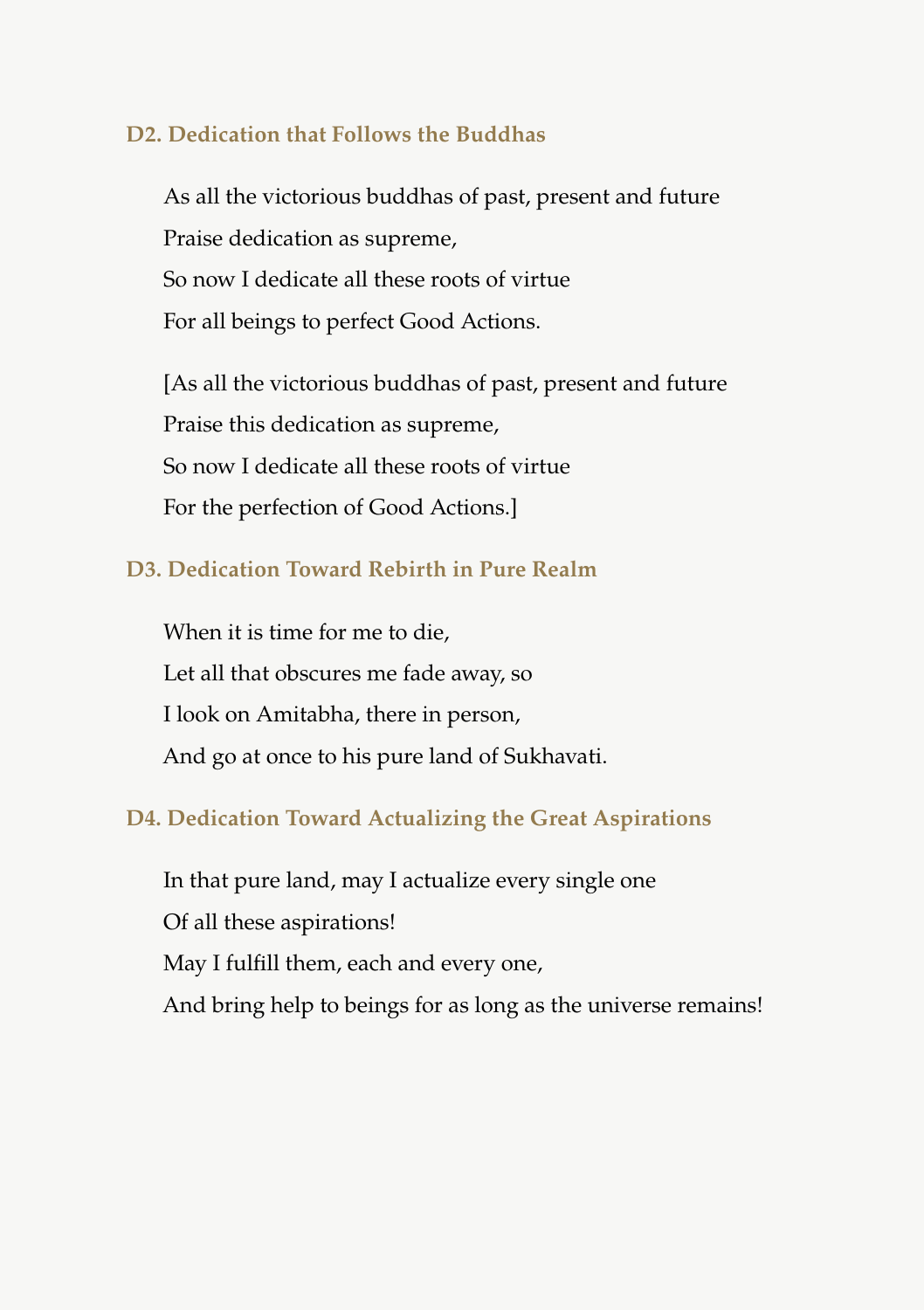### D2. Dedication that Follows the Buddhas

As all the victorious buddhas of past, present and future
Praise dedication as supreme,
So now I dedicate all these roots of virtue
For all beings to perfect Good Actions.

[As all the victorious buddhas of past, present and future
Praise this dedication as supreme,
So now I dedicate all these roots of virtue
For the perfection of Good Actions.]

### D3. Dedication Toward Rebirth in Pure Realm

When it is time for me to die,
Let all that obscures me fade away, so
I look on Amitabha, there in person,
And go at once to his pure land of Sukhavati.

### D4. Dedication Toward Actualizing the Great Aspirations

In that pure land, may I actualize every single one
Of all these aspirations!
May I fulfill them, each and every one,
And bring help to beings for as long as the universe remains!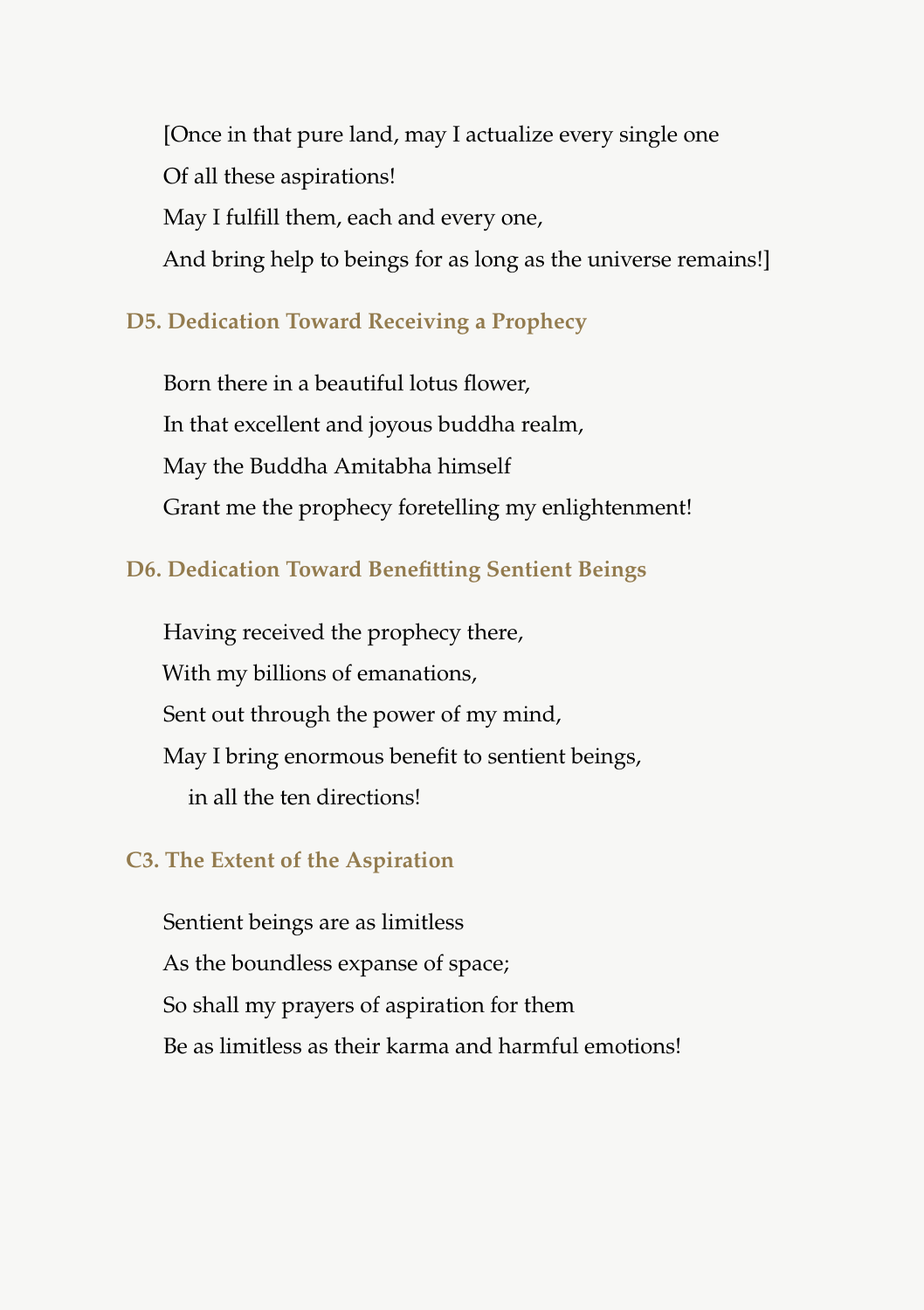[Once in that pure land, may I actualize every single one
Of all these aspirations!
May I fulfill them, each and every one,
And bring help to beings for as long as the universe remains!]

### D5. Dedication Toward Receiving a Prophecy

Born there in a beautiful lotus flower,
In that excellent and joyous buddha realm,
May the Buddha Amitabha himself
Grant me the prophecy foretelling my enlightenment!

### D6. Dedication Toward Benefitting Sentient Beings

Having received the prophecy there,
With my billions of emanations,
Sent out through the power of my mind,
May I bring enormous benefit to sentient beings,
in all the ten directions!

### C3. The Extent of the Aspiration

Sentient beings are as limitless
As the boundless expanse of space;
So shall my prayers of aspiration for them
Be as limitless as their karma and harmful emotions!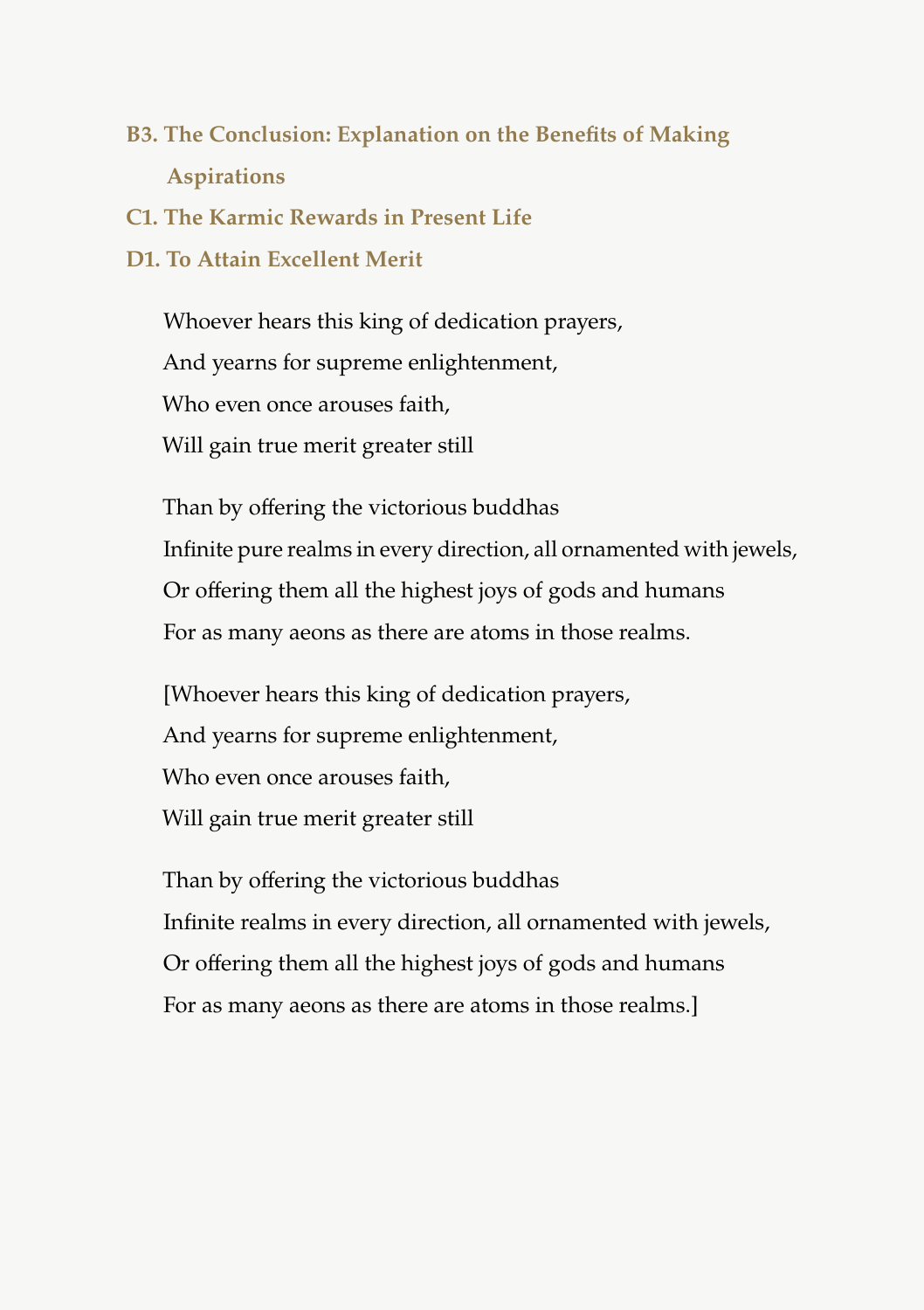### B3. The Conclusion: Explanation on the Benefits of Making Aspirations

### C1. The Karmic Rewards in Present Life

### D1. To Attain Excellent Merit

Whoever hears this king of dedication prayers,
And yearns for supreme enlightenment,
Who even once arouses faith,
Will gain true merit greater still

Than by offering the victorious buddhas
Infinite pure realms in every direction, all ornamented with jewels,
Or offering them all the highest joys of gods and humans
For as many aeons as there are atoms in those realms.

[Whoever hears this king of dedication prayers,
And yearns for supreme enlightenment,
Who even once arouses faith,
Will gain true merit greater still

Than by offering the victorious buddhas
Infinite realms in every direction, all ornamented with jewels,
Or offering them all the highest joys of gods and humans
For as many aeons as there are atoms in those realms.]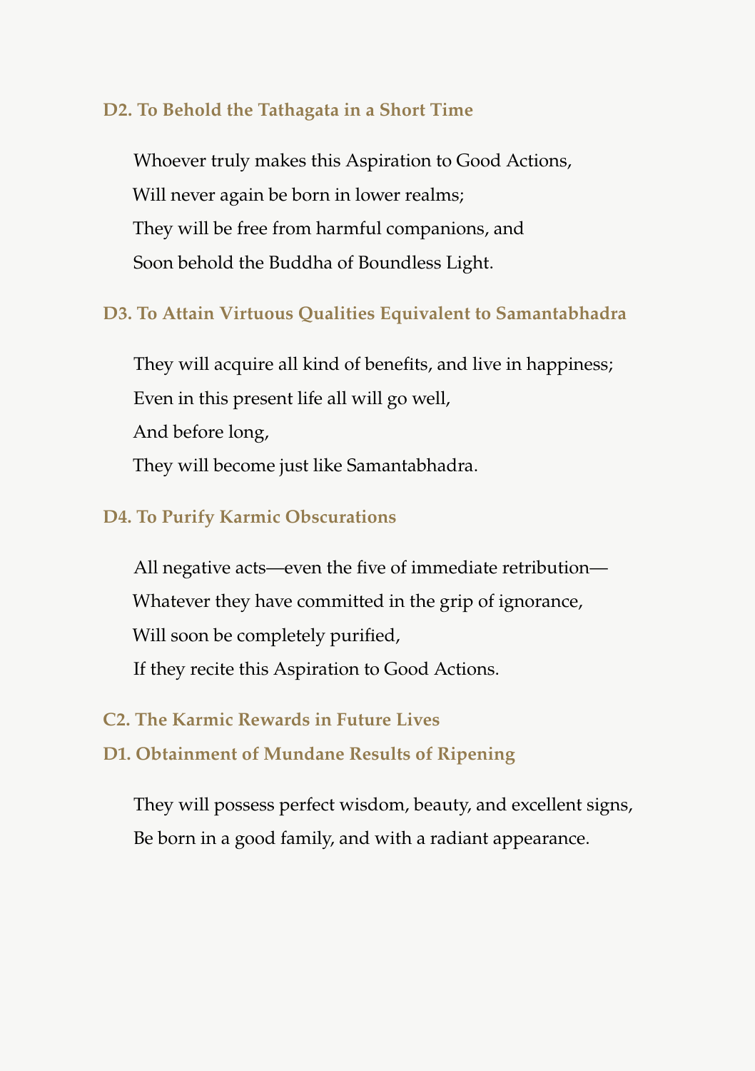### D2. To Behold the Tathagata in a Short Time

Whoever truly makes this Aspiration to Good Actions,
Will never again be born in lower realms;
They will be free from harmful companions, and
Soon behold the Buddha of Boundless Light.

### D3. To Attain Virtuous Qualities Equivalent to Samantabhadra

They will acquire all kind of benefits, and live in happiness;
Even in this present life all will go well,
And before long,
They will become just like Samantabhadra.

### D4. To Purify Karmic Obscurations

All negative acts—even the five of immediate retribution—
Whatever they have committed in the grip of ignorance,
Will soon be completely purified,
If they recite this Aspiration to Good Actions.

## C2. The Karmic Rewards in Future Lives

### D1. Obtainment of Mundane Results of Ripening

They will possess perfect wisdom, beauty, and excellent signs,
Be born in a good family, and with a radiant appearance.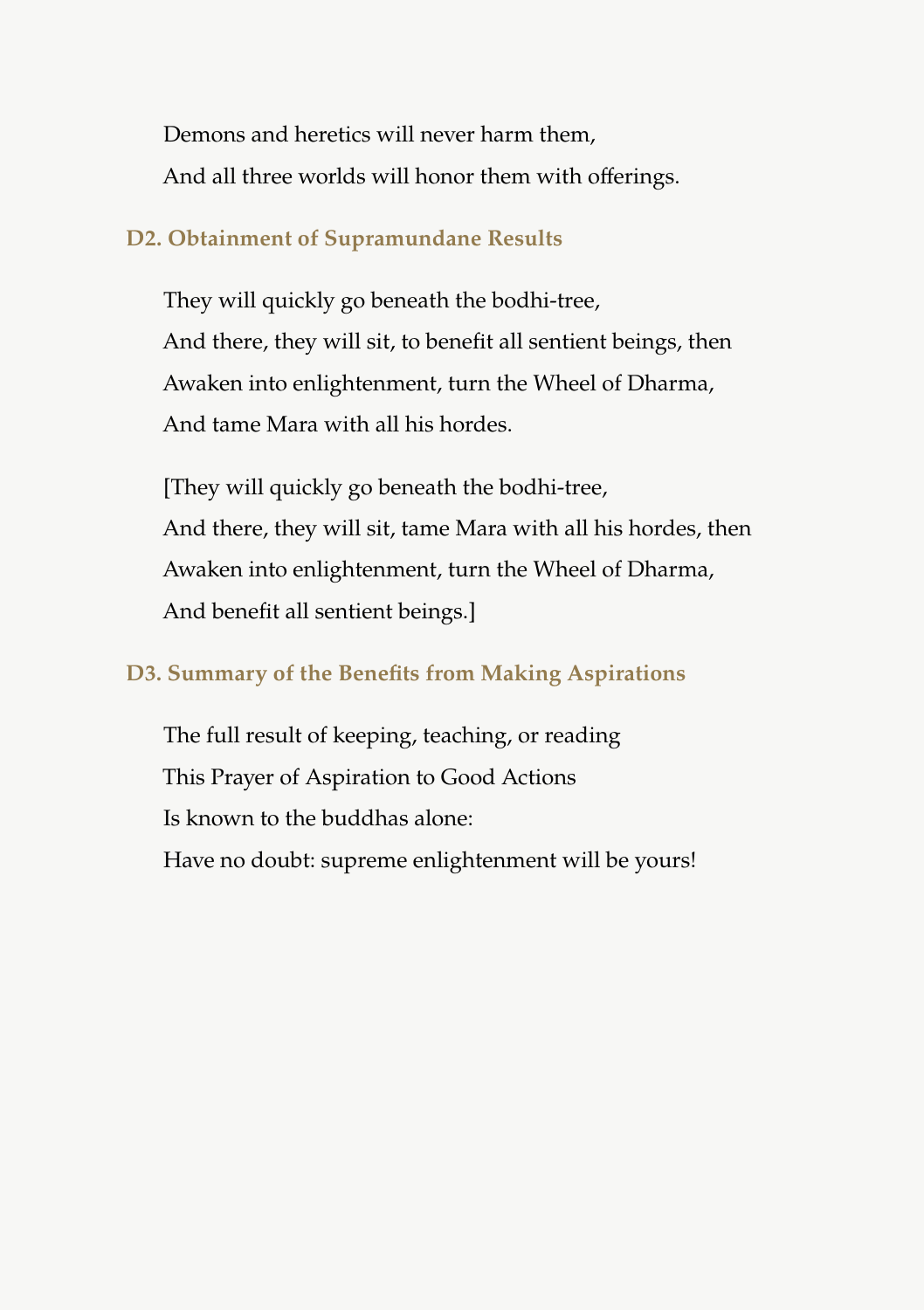Demons and heretics will never harm them,  
And all three worlds will honor them with offerings.

### D2. Obtainment of Supramundane Results

They will quickly go beneath the bodhi-tree,  
And there, they will sit, to benefit all sentient beings, then  
Awaken into enlightenment, turn the Wheel of Dharma,  
And tame Mara with all his hordes.

[They will quickly go beneath the bodhi-tree,  
And there, they will sit, tame Mara with all his hordes, then  
Awaken into enlightenment, turn the Wheel of Dharma,  
And benefit all sentient beings.]

### D3. Summary of the Benefits from Making Aspirations

The full result of keeping, teaching, or reading  
This Prayer of Aspiration to Good Actions  
Is known to the buddhas alone:  
Have no doubt: supreme enlightenment will be yours!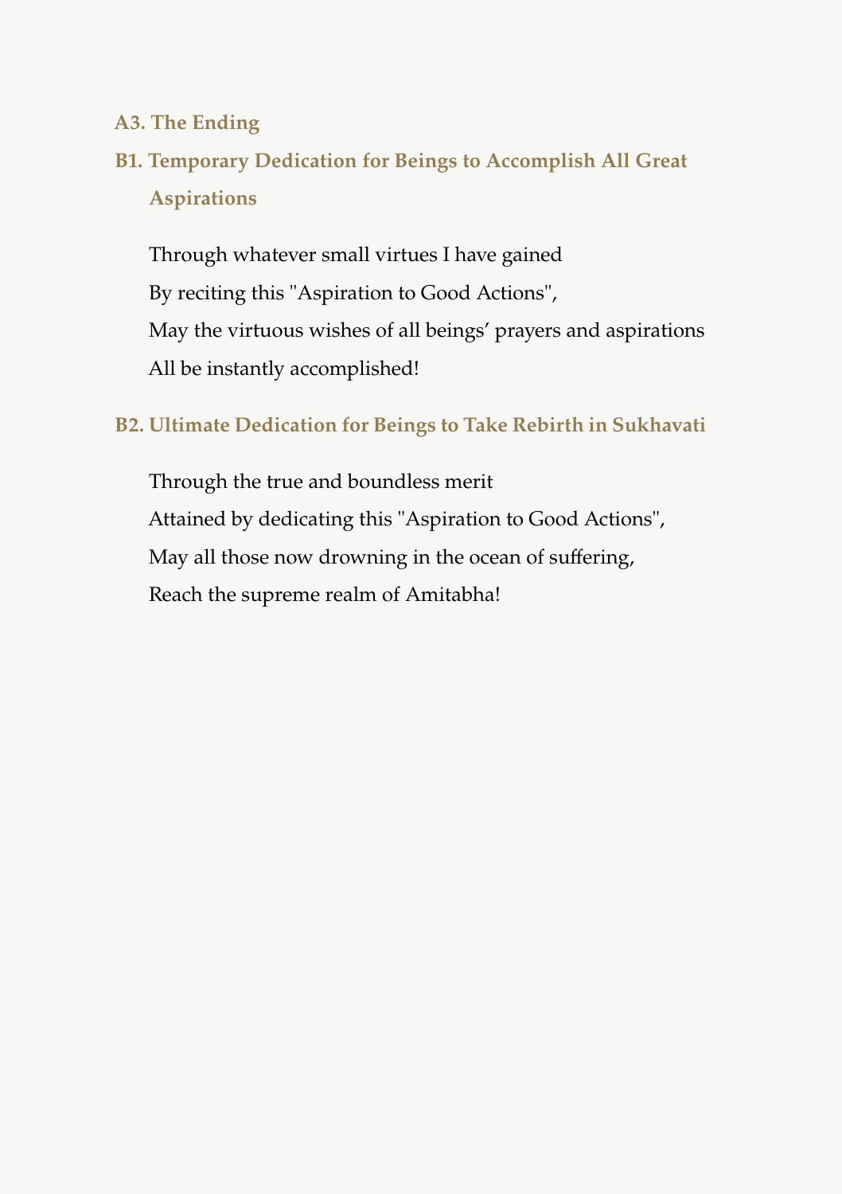### A3. The Ending

#### B1. Temporary Dedication for Beings to Accomplish All Great Aspirations

Through whatever small virtues I have gained
By reciting this "Aspiration to Good Actions",
May the virtuous wishes of all beings' prayers and aspirations
All be instantly accomplished!

#### B2. Ultimate Dedication for Beings to Take Rebirth in Sukhavati

Through the true and boundless merit
Attained by dedicating this "Aspiration to Good Actions",
May all those now drowning in the ocean of suffering,
Reach the supreme realm of Amitabha!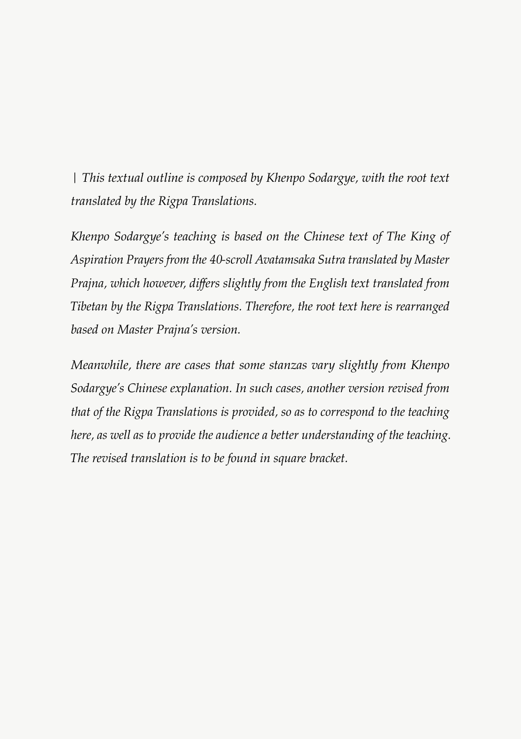*| This textual outline is composed by Khenpo Sodargye, with the root text translated by the Rigpa Translations.*

*Khenpo Sodargye's teaching is based on the Chinese text of The King of Aspiration Prayers from the 40-scroll Avatamsaka Sutra translated by Master Prajna, which however, differs slightly from the English text translated from Tibetan by the Rigpa Translations. Therefore, the root text here is rearranged based on Master Prajna's version.*

*Meanwhile, there are cases that some stanzas vary slightly from Khenpo Sodargye's Chinese explanation. In such cases, another version revised from that of the Rigpa Translations is provided, so as to correspond to the teaching here, as well as to provide the audience a better understanding of the teaching. The revised translation is to be found in square bracket.*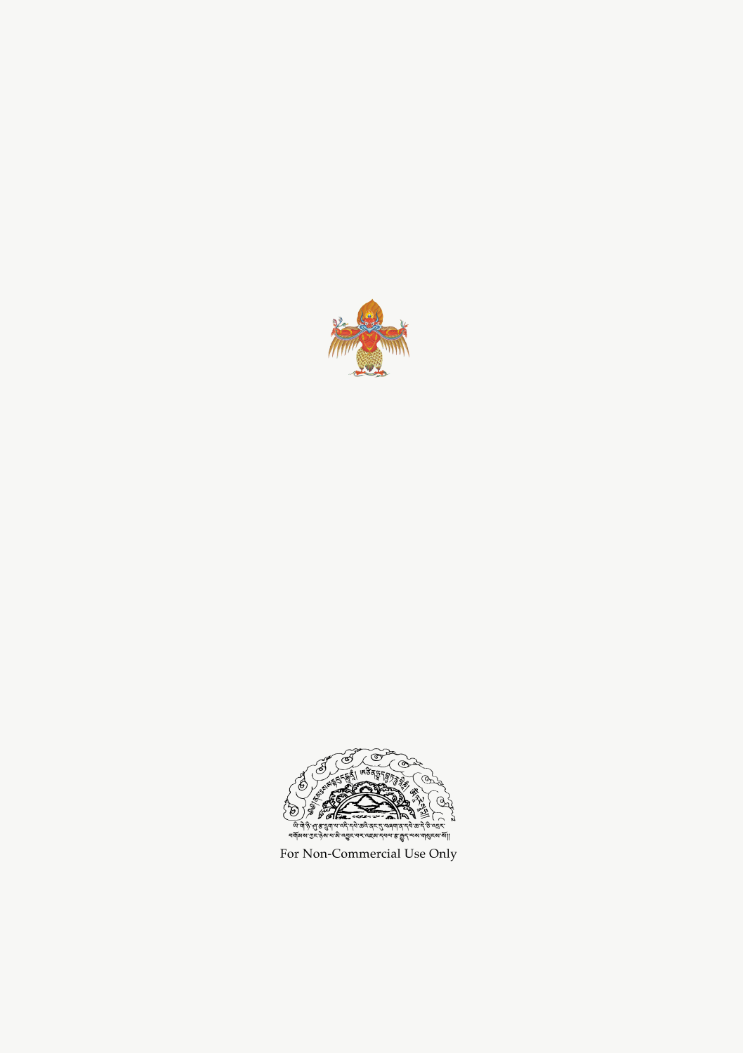For Non-Commercial Use Only